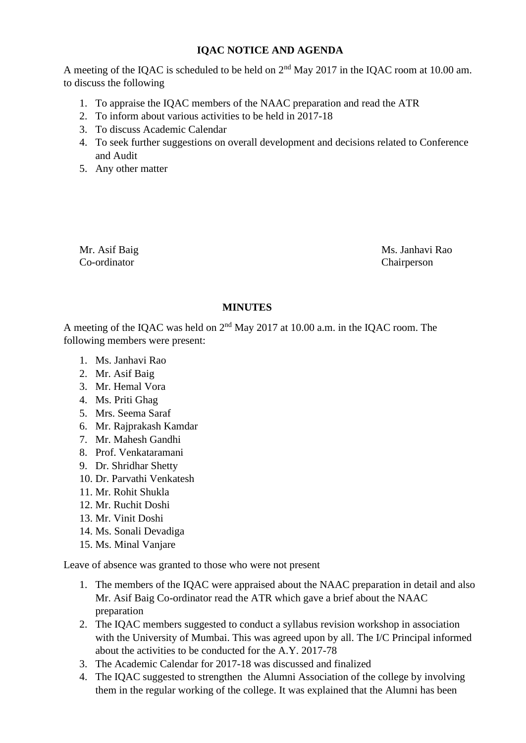**IQAC NOTICE AND AGENDA**

A meeting of the IQAC is scheduled to be held on 2nd May 2017 in the IQAC room at 10.00 am. to discuss the following

1. To appraise the IQAC members of the NAAC preparation and read the ATR
2. To inform about various activities to be held in 2017-18
3. To discuss Academic Calendar
4. To seek further suggestions on overall development and decisions related to Conference and Audit
5. Any other matter

Mr. Asif Baig
Co-ordinator

Ms. Janhavi Rao
Chairperson

**MINUTES**

A meeting of the IQAC was held on 2nd May 2017 at 10.00 a.m. in the IQAC room. The following members were present:

1. Ms. Janhavi Rao
2. Mr. Asif Baig
3. Mr. Hemal Vora
4. Ms. Priti Ghag
5. Mrs. Seema Saraf
6. Mr. Rajprakash Kamdar
7. Mr. Mahesh Gandhi
8. Prof. Venkataramani
9. Dr. Shridhar Shetty
10. Dr. Parvathi Venkatesh
11. Mr. Rohit Shukla
12. Mr. Ruchit Doshi
13. Mr. Vinit Doshi
14. Ms. Sonali Devadiga
15. Ms. Minal Vanjare

Leave of absence was granted to those who were not present

1. The members of the IQAC were appraised about the NAAC preparation in detail and also Mr. Asif Baig Co-ordinator read the ATR which gave a brief about the NAAC preparation
2. The IQAC members suggested to conduct a syllabus revision workshop in association with the University of Mumbai. This was agreed upon by all. The I/C Principal informed about the activities to be conducted for the A.Y. 2017-78
3. The Academic Calendar for 2017-18 was discussed and finalized
4. The IQAC suggested to strengthen the Alumni Association of the college by involving them in the regular working of the college. It was explained that the Alumni has been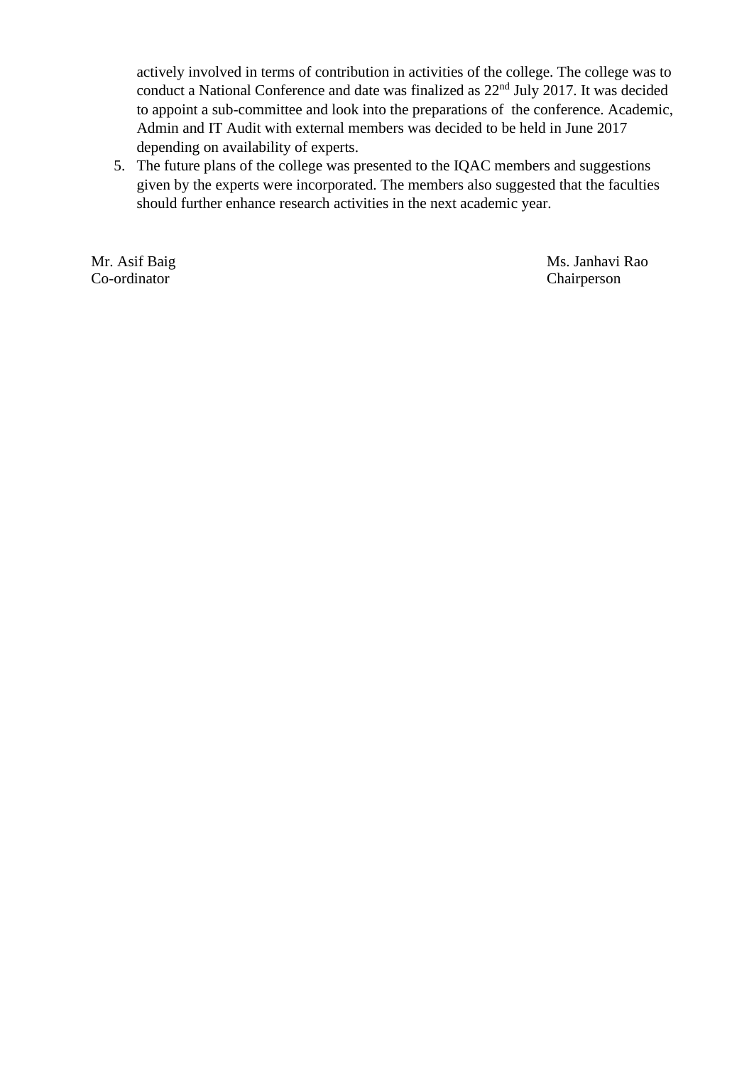actively involved in terms of contribution in activities of the college. The college was to conduct a National Conference and date was finalized as 22nd July 2017. It was decided to appoint a sub-committee and look into the preparations of the conference. Academic, Admin and IT Audit with external members was decided to be held in June 2017 depending on availability of experts.

5. The future plans of the college was presented to the IQAC members and suggestions given by the experts were incorporated. The members also suggested that the faculties should further enhance research activities in the next academic year.

Mr. Asif Baig
Co-ordinator

Ms. Janhavi Rao
Chairperson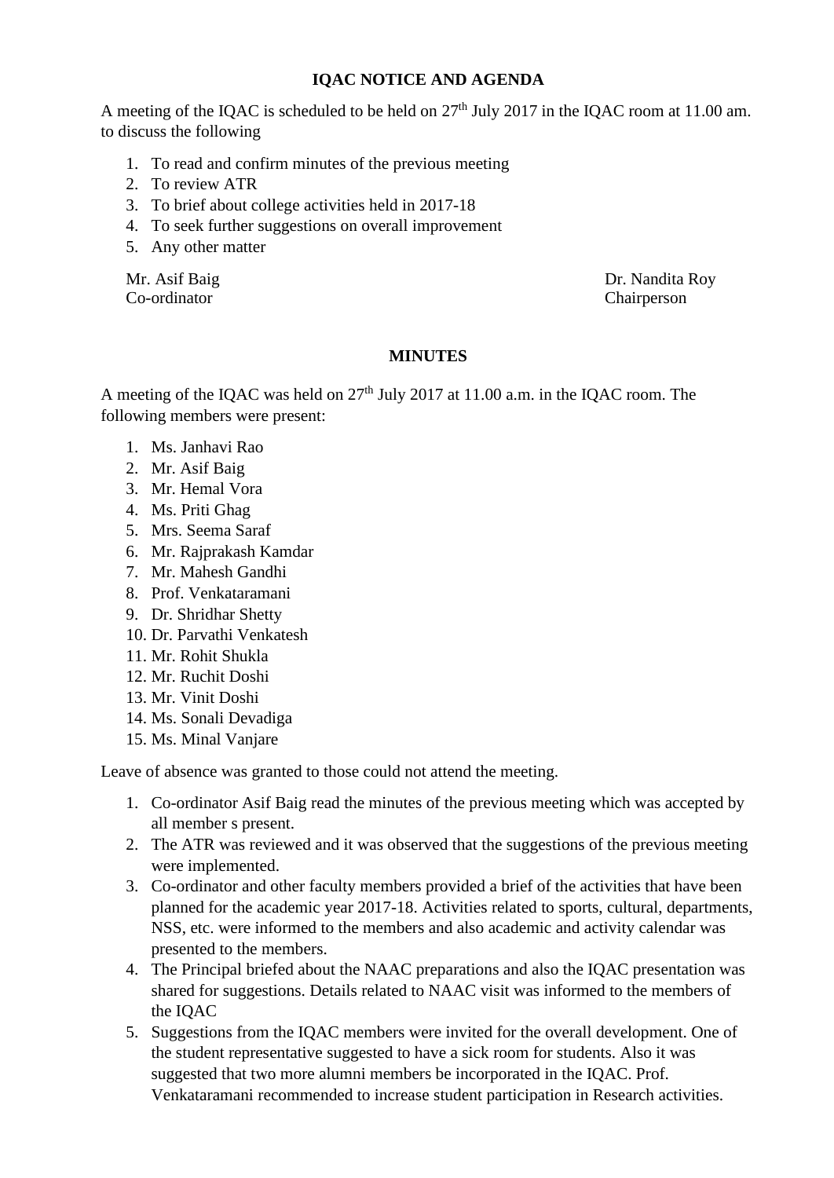## IQAC NOTICE AND AGENDA

A meeting of the IQAC is scheduled to be held on 27th July 2017 in the IQAC room at 11.00 am. to discuss the following

1. To read and confirm minutes of the previous meeting
2. To review ATR
3. To brief about college activities held in 2017-18
4. To seek further suggestions on overall improvement
5. Any other matter

Mr. Asif Baig
Co-ordinator

Dr. Nandita Roy
Chairperson

## MINUTES

A meeting of the IQAC was held on 27th July 2017 at 11.00 a.m. in the IQAC room. The following members were present:

1. Ms. Janhavi Rao
2. Mr. Asif Baig
3. Mr. Hemal Vora
4. Ms. Priti Ghag
5. Mrs. Seema Saraf
6. Mr. Rajprakash Kamdar
7. Mr. Mahesh Gandhi
8. Prof. Venkataramani
9. Dr. Shridhar Shetty
10. Dr. Parvathi Venkatesh
11. Mr. Rohit Shukla
12. Mr. Ruchit Doshi
13. Mr. Vinit Doshi
14. Ms. Sonali Devadiga
15. Ms. Minal Vanjare

Leave of absence was granted to those could not attend the meeting.

1. Co-ordinator Asif Baig read the minutes of the previous meeting which was accepted by all member s present.
2. The ATR was reviewed and it was observed that the suggestions of the previous meeting were implemented.
3. Co-ordinator and other faculty members provided a brief of the activities that have been planned for the academic year 2017-18. Activities related to sports, cultural, departments, NSS, etc. were informed to the members and also academic and activity calendar was presented to the members.
4. The Principal briefed about the NAAC preparations and also the IQAC presentation was shared for suggestions. Details related to NAAC visit was informed to the members of the IQAC
5. Suggestions from the IQAC members were invited for the overall development. One of the student representative suggested to have a sick room for students. Also it was suggested that two more alumni members be incorporated in the IQAC. Prof. Venkataramani recommended to increase student participation in Research activities.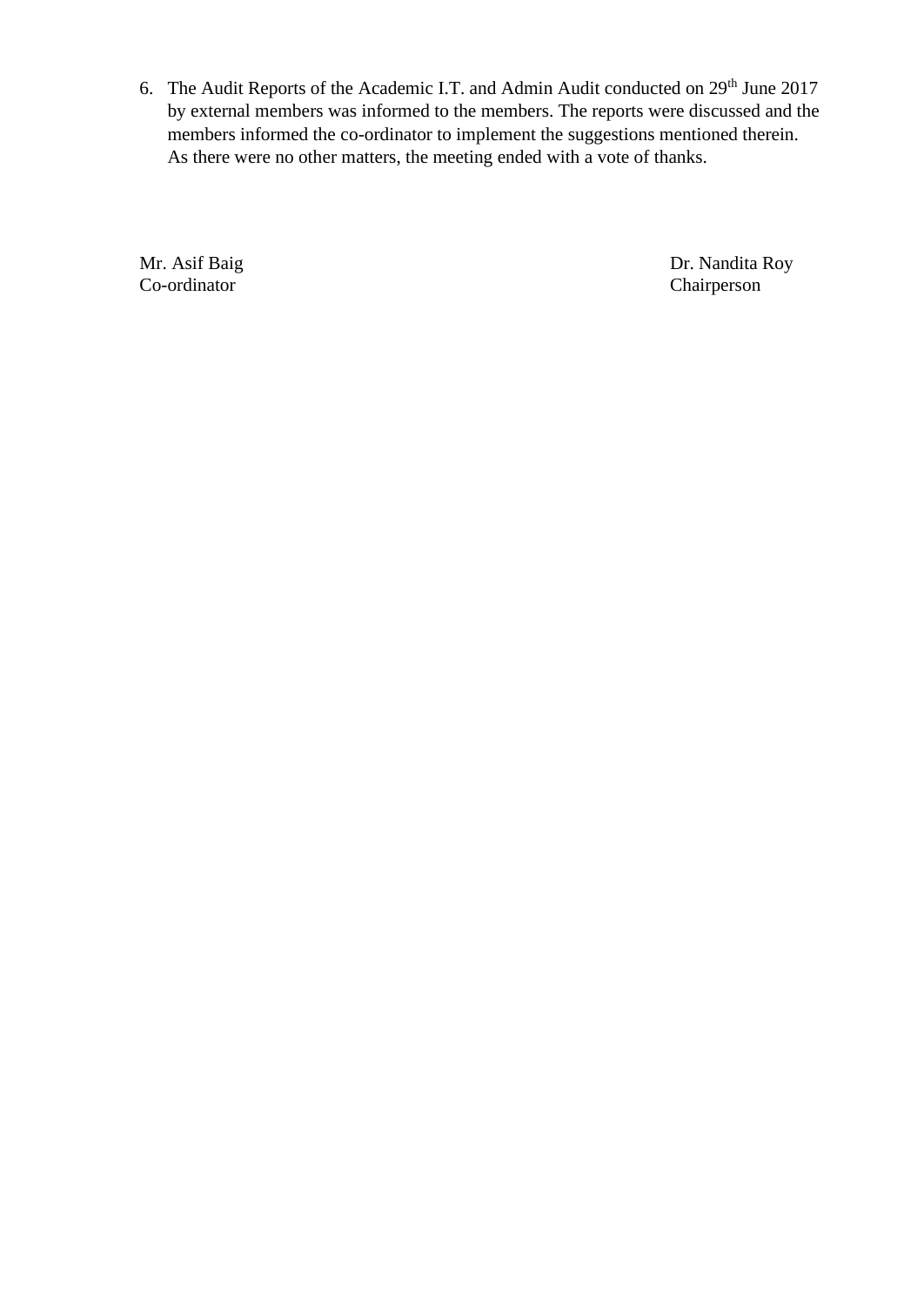6. The Audit Reports of the Academic I.T. and Admin Audit conducted on 29th June 2017 by external members was informed to the members. The reports were discussed and the members informed the co-ordinator to implement the suggestions mentioned therein. As there were no other matters, the meeting ended with a vote of thanks.

Mr. Asif Baig
Co-ordinator

Dr. Nandita Roy
Chairperson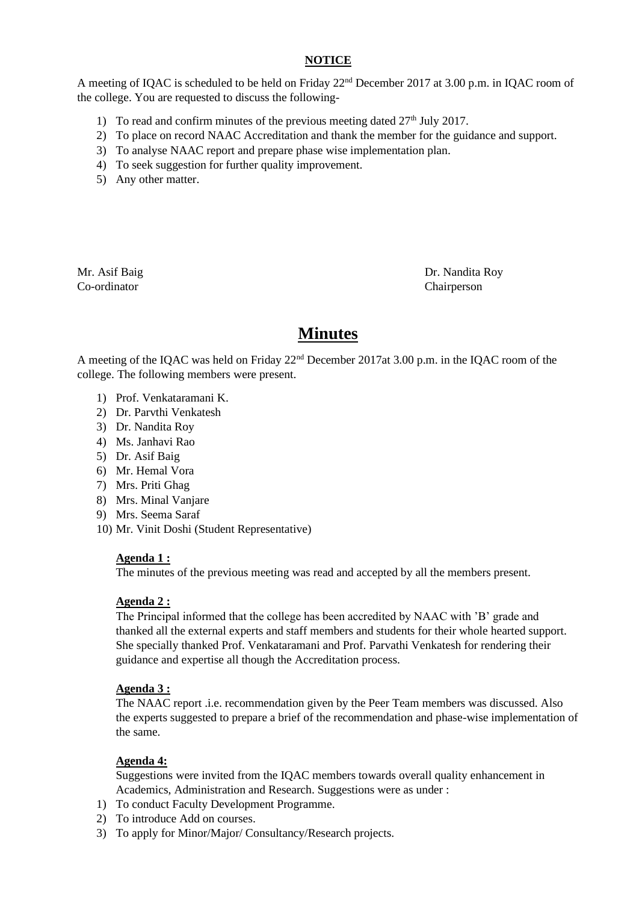**NOTICE**

A meeting of IQAC is scheduled to be held on Friday 22nd December 2017 at 3.00 p.m. in IQAC room of the college. You are requested to discuss the following-

1) To read and confirm minutes of the previous meeting dated 27th July 2017.
2) To place on record NAAC Accreditation and thank the member for the guidance and support.
3) To analyse NAAC report and prepare phase wise implementation plan.
4) To seek suggestion for further quality improvement.
5) Any other matter.

Mr. Asif Baig
Co-ordinator

Dr. Nandita Roy
Chairperson

# Minutes

A meeting of the IQAC was held on Friday 22nd December 2017at 3.00 p.m. in the IQAC room of the college. The following members were present.

1) Prof. Venkataramani K.
2) Dr. Parvthi Venkatesh
3) Dr. Nandita Roy
4) Ms. Janhavi Rao
5) Dr. Asif Baig
6) Mr. Hemal Vora
7) Mrs. Priti Ghag
8) Mrs. Minal Vanjare
9) Mrs. Seema Saraf
10) Mr. Vinit Doshi (Student Representative)

**Agenda 1 :**

The minutes of the previous meeting was read and accepted by all the members present.

**Agenda 2 :**

The Principal informed that the college has been accredited by NAAC with 'B' grade and thanked all the external experts and staff members and students for their whole hearted support. She specially thanked Prof. Venkataramani and Prof. Parvathi Venkatesh for rendering their guidance and expertise all though the Accreditation process.

**Agenda 3 :**

The NAAC report .i.e. recommendation given by the Peer Team members was discussed. Also the experts suggested to prepare a brief of the recommendation and phase-wise implementation of the same.

**Agenda 4:**

Suggestions were invited from the IQAC members towards overall quality enhancement in Academics, Administration and Research. Suggestions were as under :

1) To conduct Faculty Development Programme.
2) To introduce Add on courses.
3) To apply for Minor/Major/ Consultancy/Research projects.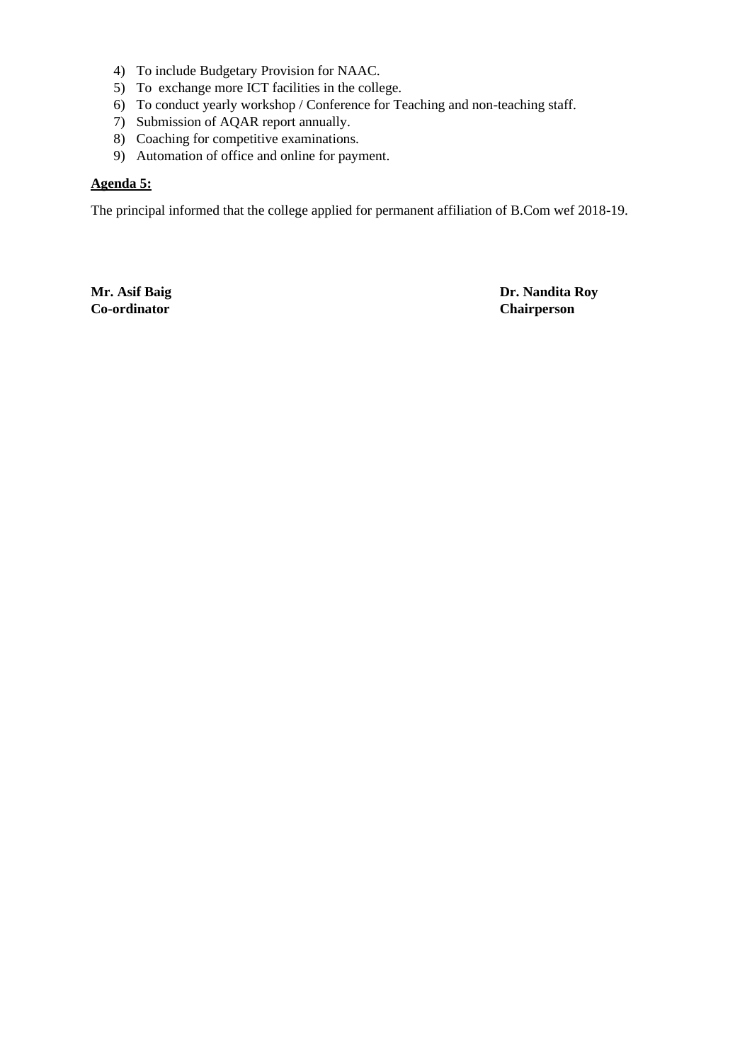4) To include Budgetary Provision for NAAC.
5) To exchange more ICT facilities in the college.
6) To conduct yearly workshop / Conference for Teaching and non-teaching staff.
7) Submission of AQAR report annually.
8) Coaching for competitive examinations.
9) Automation of office and online for payment.

**Agenda 5:**

The principal informed that the college applied for permanent affiliation of B.Com wef 2018-19.

**Mr. Asif Baig**
**Co-ordinator**

**Dr. Nandita Roy**
**Chairperson**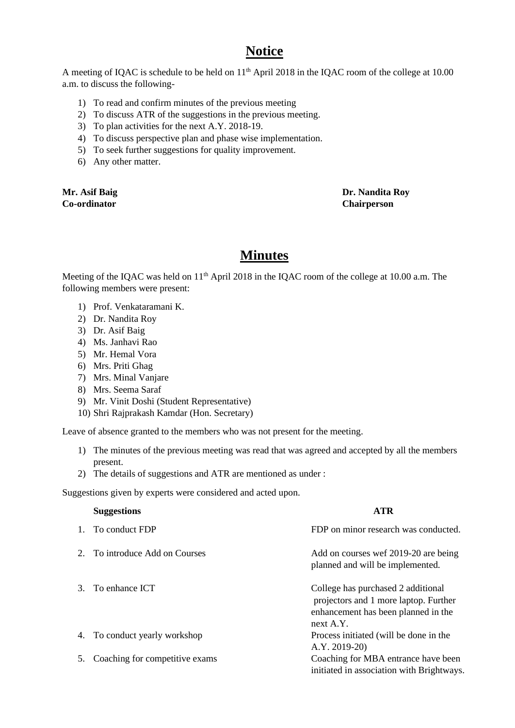# Notice

A meeting of IQAC is schedule to be held on 11th April 2018 in the IQAC room of the college at 10.00 a.m. to discuss the following-

1) To read and confirm minutes of the previous meeting
2) To discuss ATR of the suggestions in the previous meeting.
3) To plan activities for the next A.Y. 2018-19.
4) To discuss perspective plan and phase wise implementation.
5) To seek further suggestions for quality improvement.
6) Any other matter.

**Mr. Asif Baig**
**Co-ordinator**

**Dr. Nandita Roy**
**Chairperson**

# Minutes

Meeting of the IQAC was held on 11th April 2018 in the IQAC room of the college at 10.00 a.m. The following members were present:

1) Prof. Venkataramani K.
2) Dr. Nandita Roy
3) Dr. Asif Baig
4) Ms. Janhavi Rao
5) Mr. Hemal Vora
6) Mrs. Priti Ghag
7) Mrs. Minal Vanjare
8) Mrs. Seema Saraf
9) Mr. Vinit Doshi (Student Representative)
10) Shri Rajprakash Kamdar (Hon. Secretary)

Leave of absence granted to the members who was not present for the meeting.

1) The minutes of the previous meeting was read that was agreed and accepted by all the members present.
2) The details of suggestions and ATR are mentioned as under :

Suggestions given by experts were considered and acted upon.

| | **Suggestions** | **ATR** |
|---|---|---|
| 1. | To conduct FDP | FDP on minor research was conducted. |
| 2. | To introduce Add on Courses | Add on courses wef 2019-20 are being planned and will be implemented. |
| 3. | To enhance ICT | College has purchased 2 additional projectors and 1 more laptop. Further enhancement has been planned in the next A.Y. |
| 4. | To conduct yearly workshop | Process initiated (will be done in the A.Y. 2019-20) |
| 5. | Coaching for competitive exams | Coaching for MBA entrance have been initiated in association with Brightways. |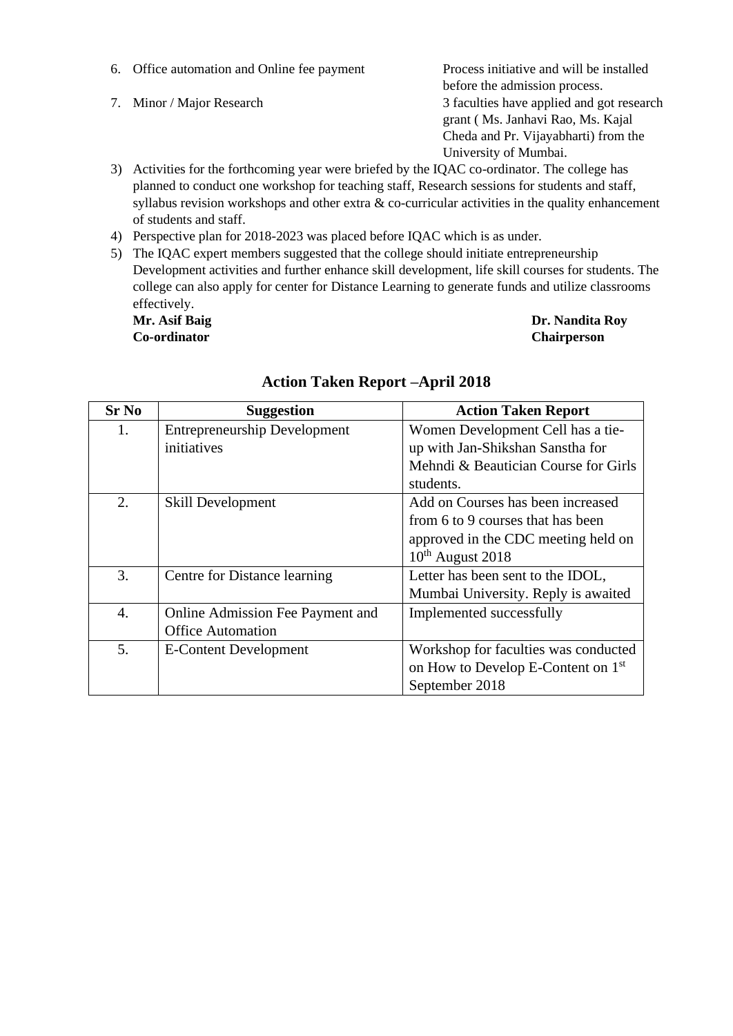6. Office automation and Online fee payment — Process initiative and will be installed before the admission process.
7. Minor / Major Research — 3 faculties have applied and got research grant ( Ms. Janhavi Rao, Ms. Kajal Cheda and Pr. Vijayabharti) from the University of Mumbai.

3) Activities for the forthcoming year were briefed by the IQAC co-ordinator. The college has planned to conduct one workshop for teaching staff, Research sessions for students and staff, syllabus revision workshops and other extra & co-curricular activities in the quality enhancement of students and staff.
4) Perspective plan for 2018-2023 was placed before IQAC which is as under.
5) The IQAC expert members suggested that the college should initiate entrepreneurship Development activities and further enhance skill development, life skill courses for students. The college can also apply for center for Distance Learning to generate funds and utilize classrooms effectively.

**Mr. Asif Baig**
**Co-ordinator**

**Dr. Nandita Roy**
**Chairperson**

## Action Taken Report –April 2018

| Sr No | Suggestion | Action Taken Report |
|---|---|---|
| 1. | Entrepreneurship Development initiatives | Women Development Cell has a tie-up with Jan-Shikshan Sanstha for Mehndi & Beautician Course for Girls students. |
| 2. | Skill Development | Add on Courses has been increased from 6 to 9 courses that has been approved in the CDC meeting held on 10th August 2018 |
| 3. | Centre for Distance learning | Letter has been sent to the IDOL, Mumbai University. Reply is awaited |
| 4. | Online Admission Fee Payment and Office Automation | Implemented successfully |
| 5. | E-Content Development | Workshop for faculties was conducted on How to Develop E-Content on 1st September 2018 |